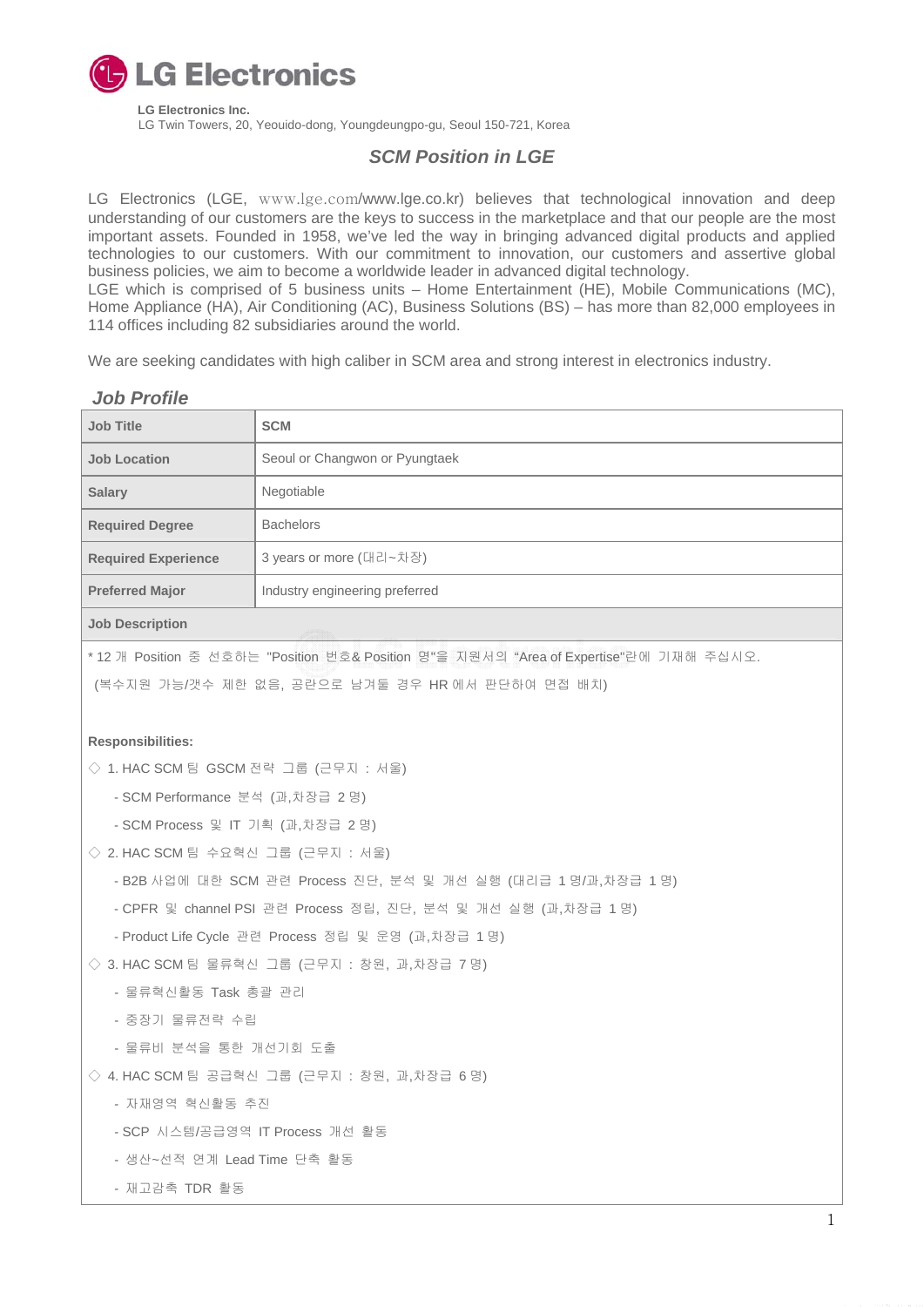**LG Electronics**

**LG Electronics Inc.**
LG Twin Towers, 20, Yeouido-dong, Youngdeungpo-gu, Seoul 150-721, Korea

## *SCM Position in LGE*

LG Electronics (LGE, www.lge.com/www.lge.co.kr) believes that technological innovation and deep understanding of our customers are the keys to success in the marketplace and that our people are the most important assets. Founded in 1958, we've led the way in bringing advanced digital products and applied technologies to our customers. With our commitment to innovation, our customers and assertive global business policies, we aim to become a worldwide leader in advanced digital technology.
LGE which is comprised of 5 business units – Home Entertainment (HE), Mobile Communications (MC), Home Appliance (HA), Air Conditioning (AC), Business Solutions (BS) – has more than 82,000 employees in 114 offices including 82 subsidiaries around the world.

We are seeking candidates with high caliber in SCM area and strong interest in electronics industry.

### *Job Profile*

| **Job Title** | **SCM** |
|---|---|
| **Job Location** | Seoul or Changwon or Pyungtaek |
| **Salary** | Negotiable |
| **Required Degree** | Bachelors |
| **Required Experience** | 3 years or more (대리~차장) |
| **Preferred Major** | Industry engineering preferred |
| **Job Description** | |

* 12 개 Position 중 선호하는 "Position 번호& Position 명"을 지원서의 "Area of Expertise"란에 기재해 주십시오.
(복수지원 가능/갯수 제한 없음, 공란으로 남겨둘 경우 HR 에서 판단하여 면접 배치)

**Responsibilities:**

◇ 1. HAC SCM 팀 GSCM 전략 그룹 (근무지 : 서울)
- SCM Performance 분석 (과,차장급 2 명)
- SCM Process 및 IT 기획 (과,차장급 2 명)

◇ 2. HAC SCM 팀 수요혁신 그룹 (근무지 : 서울)
- B2B 사업에 대한 SCM 관련 Process 진단, 분석 및 개선 실행 (대리급 1 명/과,차장급 1 명)
- CPFR 및 channel PSI 관련 Process 정립, 진단, 분석 및 개선 실행 (과,차장급 1 명)
- Product Life Cycle 관련 Process 정립 및 운영 (과,차장급 1 명)

◇ 3. HAC SCM 팀 물류혁신 그룹 (근무지 : 창원, 과,차장급 7 명)
- 물류혁신활동 Task 총괄 관리
- 중장기 물류전략 수립
- 물류비 분석을 통한 개선기회 도출

◇ 4. HAC SCM 팀 공급혁신 그룹 (근무지 : 창원, 과,차장급 6 명)
- 자재영역 혁신활동 추진
- SCP 시스템/공급영역 IT Process 개선 활동
- 생산~선적 연계 Lead Time 단축 활동
- 재고감축 TDR 활동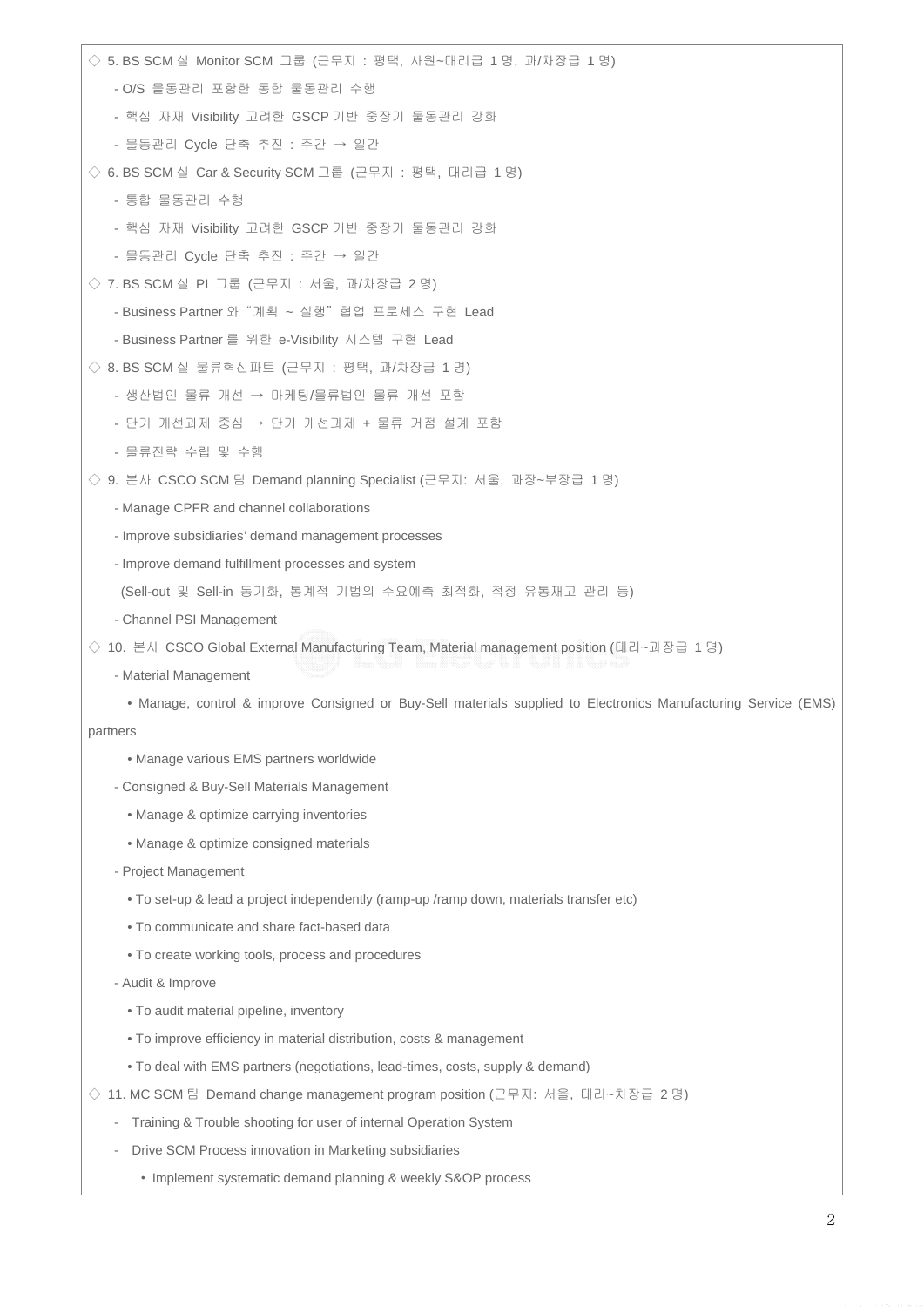◇ 5. BS SCM 실 Monitor SCM 그룹 (근무지 : 평택, 사원~대리급 1 명, 과/차장급 1 명)

- O/S 물동관리 포함한 통합 물동관리 수행
- 핵심 자재 Visibility 고려한 GSCP 기반 중장기 물동관리 강화
- 물동관리 Cycle 단축 추진 : 주간 → 일간

◇ 6. BS SCM 실 Car & Security SCM 그룹 (근무지 : 평택, 대리급 1 명)

- 통합 물동관리 수행
- 핵심 자재 Visibility 고려한 GSCP 기반 중장기 물동관리 강화
- 물동관리 Cycle 단축 추진 : 주간 → 일간

◇ 7. BS SCM 실 PI 그룹 (근무지 : 서울, 과/차장급 2 명)

- Business Partner 와 "계획 ~ 실행" 협업 프로세스 구현 Lead
- Business Partner 를 위한 e-Visibility 시스템 구현 Lead

◇ 8. BS SCM 실 물류혁신파트 (근무지 : 평택, 과/차장급 1 명)

- 생산법인 물류 개선 → 마케팅/물류법인 물류 개선 포함
- 단기 개선과제 중심 → 단기 개선과제 + 물류 거점 설계 포함
- 물류전략 수립 및 수행

◇ 9. 본사 CSCO SCM 팀 Demand planning Specialist (근무지: 서울, 과장~부장급 1 명)

- Manage CPFR and channel collaborations
- Improve subsidiaries' demand management processes
- Improve demand fulfillment processes and system
  (Sell-out 및 Sell-in 동기화, 통계적 기법의 수요예측 최적화, 적정 유통재고 관리 등)
- Channel PSI Management

◇ 10. 본사 CSCO Global External Manufacturing Team, Material management position (대리~과장급 1 명)

- Material Management
  - Manage, control & improve Consigned or Buy-Sell materials supplied to Electronics Manufacturing Service (EMS) partners
  - Manage various EMS partners worldwide
- Consigned & Buy-Sell Materials Management
  - Manage & optimize carrying inventories
  - Manage & optimize consigned materials
- Project Management
  - To set-up & lead a project independently (ramp-up /ramp down, materials transfer etc)
  - To communicate and share fact-based data
  - To create working tools, process and procedures
- Audit & Improve
  - To audit material pipeline, inventory
  - To improve efficiency in material distribution, costs & management
  - To deal with EMS partners (negotiations, lead-times, costs, supply & demand)

◇ 11. MC SCM 팀 Demand change management program position (근무지: 서울, 대리~차장급 2 명)

- Training & Trouble shooting for user of internal Operation System
- Drive SCM Process innovation in Marketing subsidiaries
  - Implement systematic demand planning & weekly S&OP process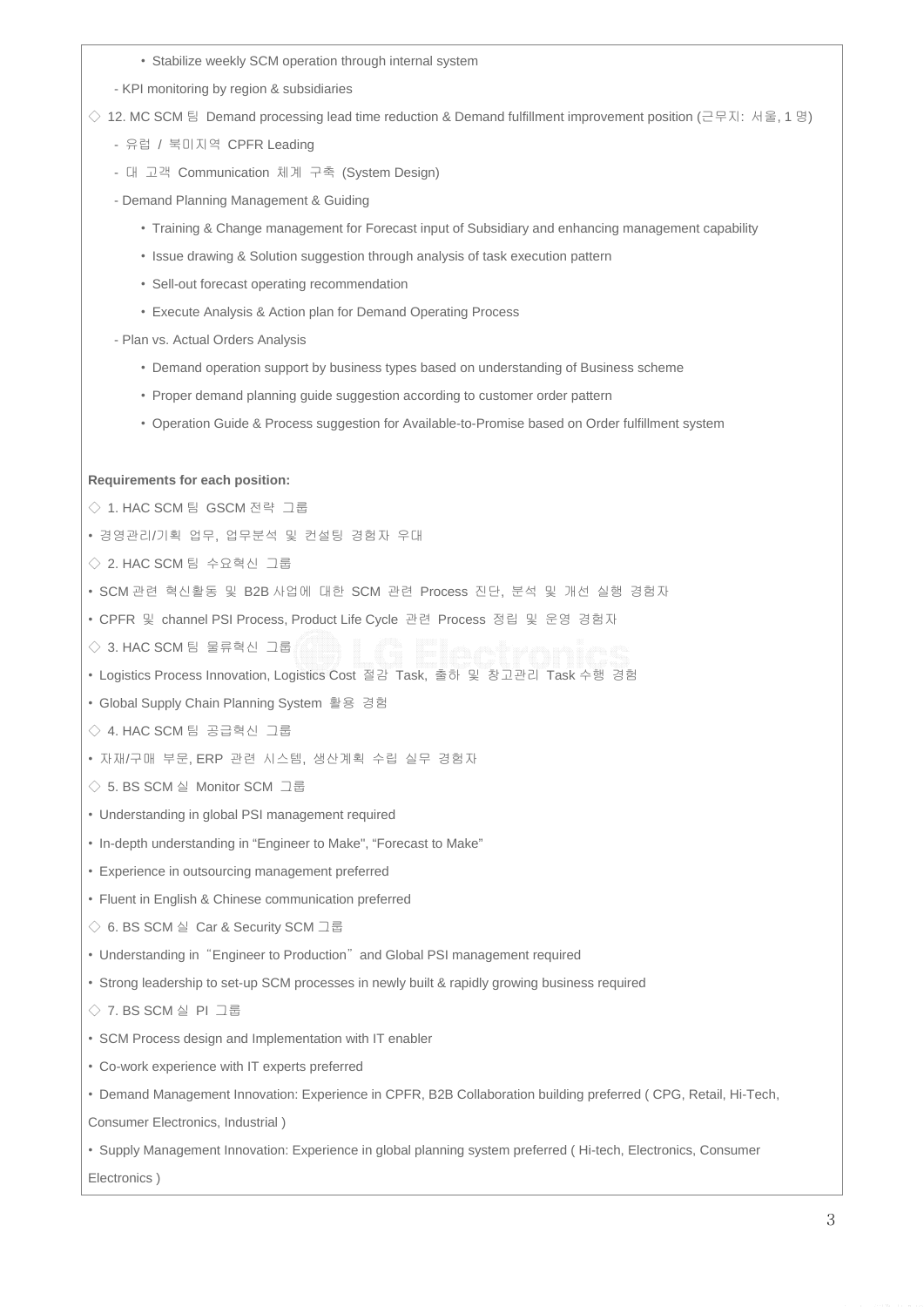• Stabilize weekly SCM operation through internal system

- KPI monitoring by region & subsidiaries

◇ 12. MC SCM 팀 Demand processing lead time reduction & Demand fulfillment improvement position (근무지: 서울, 1 명)

- 유럽 / 북미지역 CPFR Leading
- 대 고객 Communication 체계 구축 (System Design)
- Demand Planning Management & Guiding
  - Training & Change management for Forecast input of Subsidiary and enhancing management capability
  - Issue drawing & Solution suggestion through analysis of task execution pattern
  - Sell-out forecast operating recommendation
  - Execute Analysis & Action plan for Demand Operating Process
- Plan vs. Actual Orders Analysis
  - Demand operation support by business types based on understanding of Business scheme
  - Proper demand planning guide suggestion according to customer order pattern
  - Operation Guide & Process suggestion for Available-to-Promise based on Order fulfillment system

**Requirements for each position:**

◇ 1. HAC SCM 팀 GSCM 전략 그룹

• 경영관리/기획 업무, 업무분석 및 컨설팅 경험자 우대

◇ 2. HAC SCM 팀 수요혁신 그룹

• SCM 관련 혁신활동 및 B2B 사업에 대한 SCM 관련 Process 진단, 분석 및 개선 실행 경험자

• CPFR 및 channel PSI Process, Product Life Cycle 관련 Process 정립 및 운영 경험자

◇ 3. HAC SCM 팀 물류혁신 그룹

• Logistics Process Innovation, Logistics Cost 절감 Task, 출하 및 창고관리 Task 수행 경험

• Global Supply Chain Planning System 활용 경험

◇ 4. HAC SCM 팀 공급혁신 그룹

• 자재/구매 부문, ERP 관련 시스템, 생산계획 수립 실무 경험자

◇ 5. BS SCM 실 Monitor SCM 그룹

• Understanding in global PSI management required

• In-depth understanding in "Engineer to Make", "Forecast to Make"

• Experience in outsourcing management preferred

• Fluent in English & Chinese communication preferred

◇ 6. BS SCM 실 Car & Security SCM 그룹

• Understanding in "Engineer to Production" and Global PSI management required

• Strong leadership to set-up SCM processes in newly built & rapidly growing business required

◇ 7. BS SCM 실 PI 그룹

• SCM Process design and Implementation with IT enabler

• Co-work experience with IT experts preferred

• Demand Management Innovation: Experience in CPFR, B2B Collaboration building preferred ( CPG, Retail, Hi-Tech, Consumer Electronics, Industrial )

• Supply Management Innovation: Experience in global planning system preferred ( Hi-tech, Electronics, Consumer Electronics )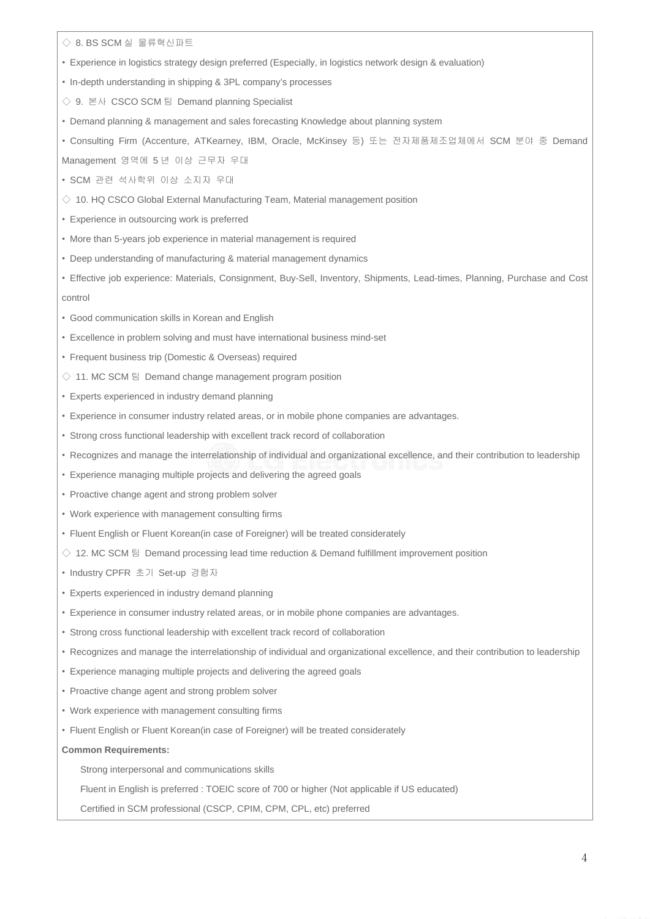◇ 8. BS SCM 실 물류혁신파트

- Experience in logistics strategy design preferred (Especially, in logistics network design & evaluation)
- In-depth understanding in shipping & 3PL company's processes

◇ 9. 본사 CSCO SCM 팀 Demand planning Specialist

- Demand planning & management and sales forecasting Knowledge about planning system
- Consulting Firm (Accenture, ATKearney, IBM, Oracle, McKinsey 등) 또는 전자제품제조업체에서 SCM 분야 중 Demand Management 영역에 5 년 이상 근무자 우대
- SCM 관련 석사학위 이상 소지자 우대

◇ 10. HQ CSCO Global External Manufacturing Team, Material management position

- Experience in outsourcing work is preferred
- More than 5-years job experience in material management is required
- Deep understanding of manufacturing & material management dynamics
- Effective job experience: Materials, Consignment, Buy-Sell, Inventory, Shipments, Lead-times, Planning, Purchase and Cost control
- Good communication skills in Korean and English
- Excellence in problem solving and must have international business mind-set
- Frequent business trip (Domestic & Overseas) required

◇ 11. MC SCM 팀 Demand change management program position

- Experts experienced in industry demand planning
- Experience in consumer industry related areas, or in mobile phone companies are advantages.
- Strong cross functional leadership with excellent track record of collaboration
- Recognizes and manage the interrelationship of individual and organizational excellence, and their contribution to leadership
- Experience managing multiple projects and delivering the agreed goals
- Proactive change agent and strong problem solver
- Work experience with management consulting firms
- Fluent English or Fluent Korean(in case of Foreigner) will be treated considerately

◇ 12. MC SCM 팀 Demand processing lead time reduction & Demand fulfillment improvement position

- Industry CPFR 초기 Set-up 경험자
- Experts experienced in industry demand planning
- Experience in consumer industry related areas, or in mobile phone companies are advantages.
- Strong cross functional leadership with excellent track record of collaboration
- Recognizes and manage the interrelationship of individual and organizational excellence, and their contribution to leadership
- Experience managing multiple projects and delivering the agreed goals
- Proactive change agent and strong problem solver
- Work experience with management consulting firms
- Fluent English or Fluent Korean(in case of Foreigner) will be treated considerately

**Common Requirements:**

Strong interpersonal and communications skills

Fluent in English is preferred : TOEIC score of 700 or higher (Not applicable if US educated)

Certified in SCM professional (CSCP, CPIM, CPM, CPL, etc) preferred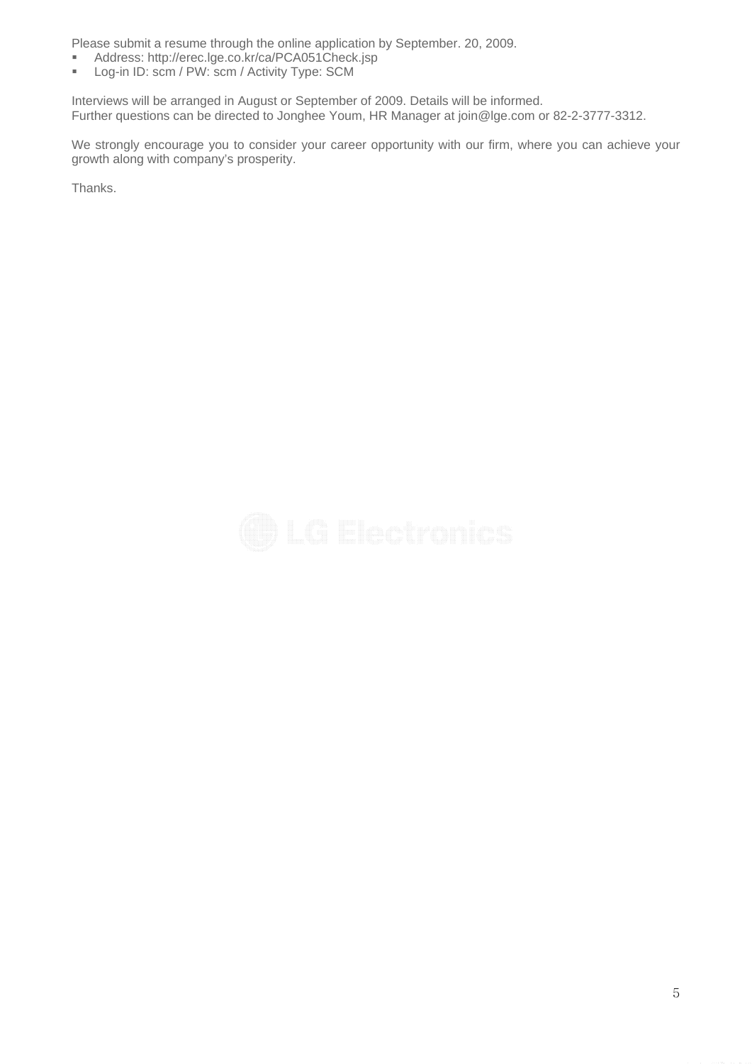Please submit a resume through the online application by September. 20, 2009.

- Address: http://erec.lge.co.kr/ca/PCA051Check.jsp
- Log-in ID: scm / PW: scm / Activity Type: SCM

Interviews will be arranged in August or September of 2009. Details will be informed.
Further questions can be directed to Jonghee Youm, HR Manager at join@lge.com or 82-2-3777-3312.

We strongly encourage you to consider your career opportunity with our firm, where you can achieve your growth along with company's prosperity.

Thanks.